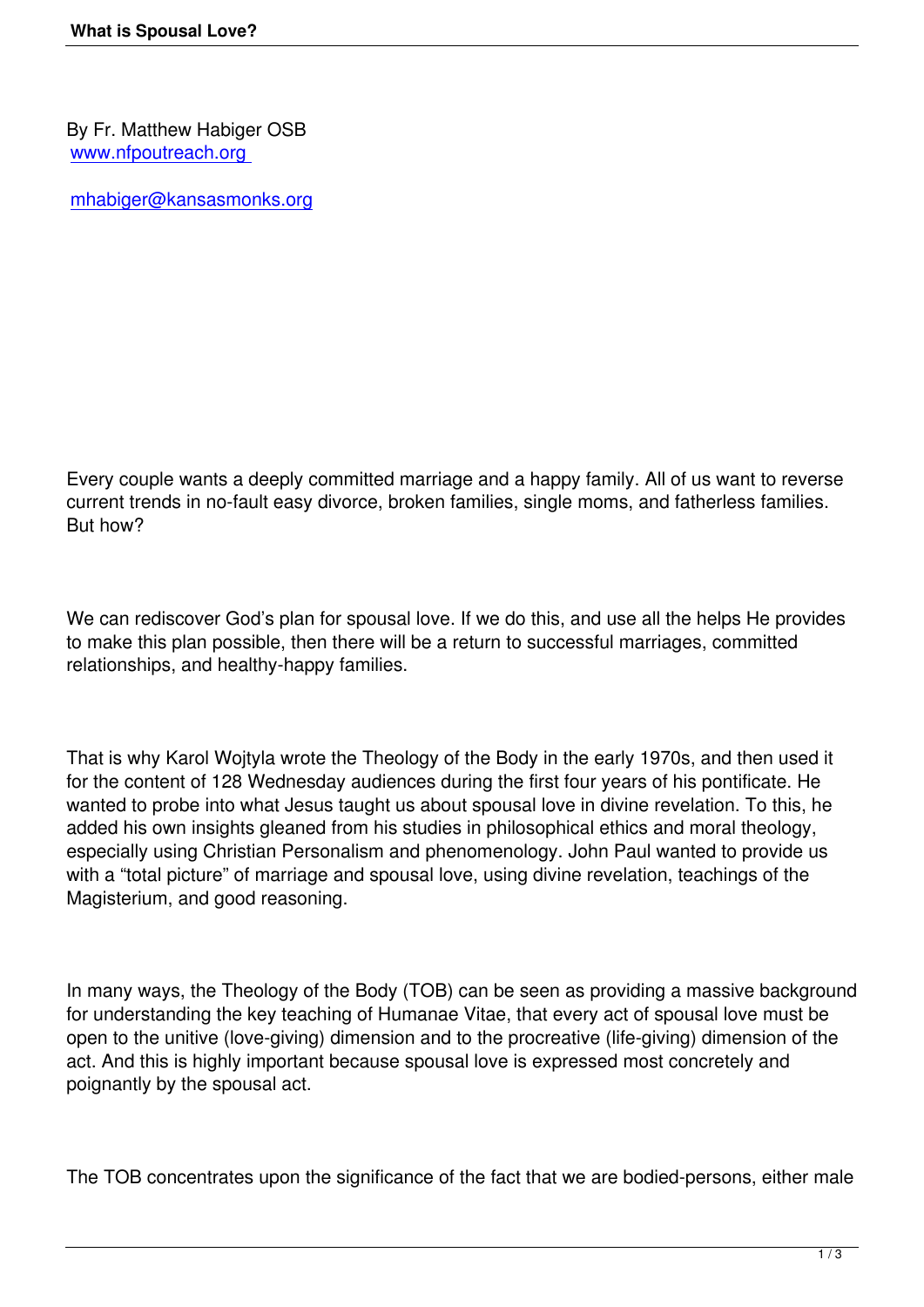By Fr. Matthew Habiger OSB
www.nfpoutreach.org

mhabiger@kansasmonks.org

Every couple wants a deeply committed marriage and a happy family. All of us want to reverse current trends in no-fault easy divorce, broken families, single moms, and fatherless families. But how?

We can rediscover God's plan for spousal love. If we do this, and use all the helps He provides to make this plan possible, then there will be a return to successful marriages, committed relationships, and healthy-happy families.

That is why Karol Wojtyla wrote the Theology of the Body in the early 1970s, and then used it for the content of 128 Wednesday audiences during the first four years of his pontificate. He wanted to probe into what Jesus taught us about spousal love in divine revelation. To this, he added his own insights gleaned from his studies in philosophical ethics and moral theology, especially using Christian Personalism and phenomenology. John Paul wanted to provide us with a "total picture" of marriage and spousal love, using divine revelation, teachings of the Magisterium, and good reasoning.

In many ways, the Theology of the Body (TOB) can be seen as providing a massive background for understanding the key teaching of Humanae Vitae, that every act of spousal love must be open to the unitive (love-giving) dimension and to the procreative (life-giving) dimension of the act. And this is highly important because spousal love is expressed most concretely and poignantly by the spousal act.

The TOB concentrates upon the significance of the fact that we are bodied-persons, either male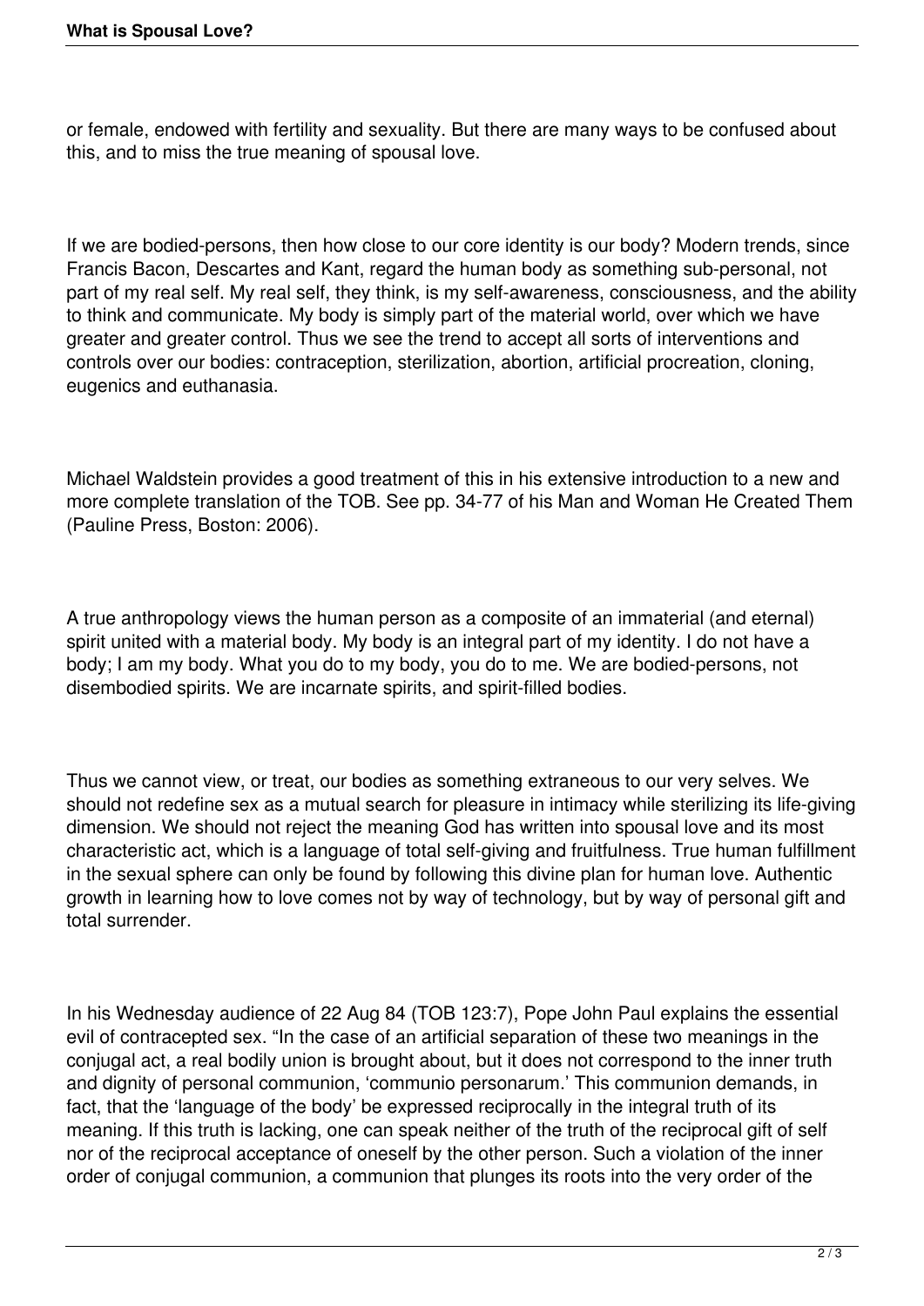or female, endowed with fertility and sexuality. But there are many ways to be confused about this, and to miss the true meaning of spousal love.

If we are bodied-persons, then how close to our core identity is our body? Modern trends, since Francis Bacon, Descartes and Kant, regard the human body as something sub-personal, not part of my real self. My real self, they think, is my self-awareness, consciousness, and the ability to think and communicate. My body is simply part of the material world, over which we have greater and greater control. Thus we see the trend to accept all sorts of interventions and controls over our bodies: contraception, sterilization, abortion, artificial procreation, cloning, eugenics and euthanasia.

Michael Waldstein provides a good treatment of this in his extensive introduction to a new and more complete translation of the TOB. See pp. 34-77 of his Man and Woman He Created Them (Pauline Press, Boston: 2006).

A true anthropology views the human person as a composite of an immaterial (and eternal) spirit united with a material body. My body is an integral part of my identity. I do not have a body; I am my body. What you do to my body, you do to me. We are bodied-persons, not disembodied spirits. We are incarnate spirits, and spirit-filled bodies.

Thus we cannot view, or treat, our bodies as something extraneous to our very selves. We should not redefine sex as a mutual search for pleasure in intimacy while sterilizing its life-giving dimension. We should not reject the meaning God has written into spousal love and its most characteristic act, which is a language of total self-giving and fruitfulness. True human fulfillment in the sexual sphere can only be found by following this divine plan for human love. Authentic growth in learning how to love comes not by way of technology, but by way of personal gift and total surrender.

In his Wednesday audience of 22 Aug 84 (TOB 123:7), Pope John Paul explains the essential evil of contracepted sex. "In the case of an artificial separation of these two meanings in the conjugal act, a real bodily union is brought about, but it does not correspond to the inner truth and dignity of personal communion, 'communio personarum.' This communion demands, in fact, that the 'language of the body' be expressed reciprocally in the integral truth of its meaning. If this truth is lacking, one can speak neither of the truth of the reciprocal gift of self nor of the reciprocal acceptance of oneself by the other person. Such a violation of the inner order of conjugal communion, a communion that plunges its roots into the very order of the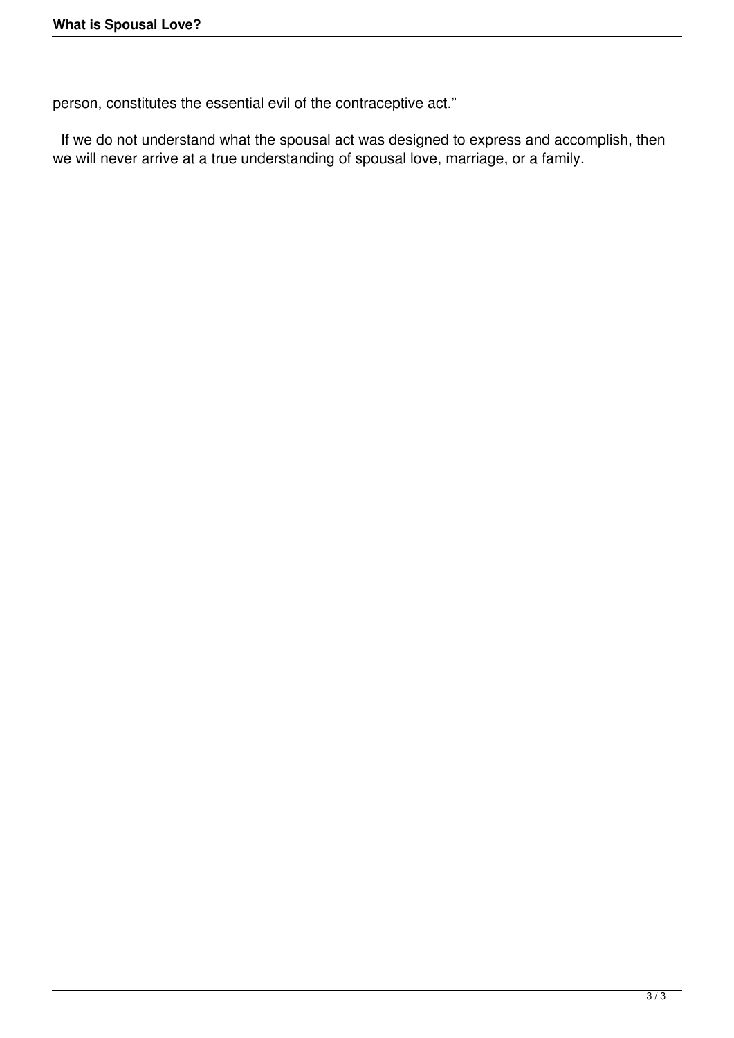person, constitutes the essential evil of the contraceptive act."

If we do not understand what the spousal act was designed to express and accomplish, then we will never arrive at a true understanding of spousal love, marriage, or a family.